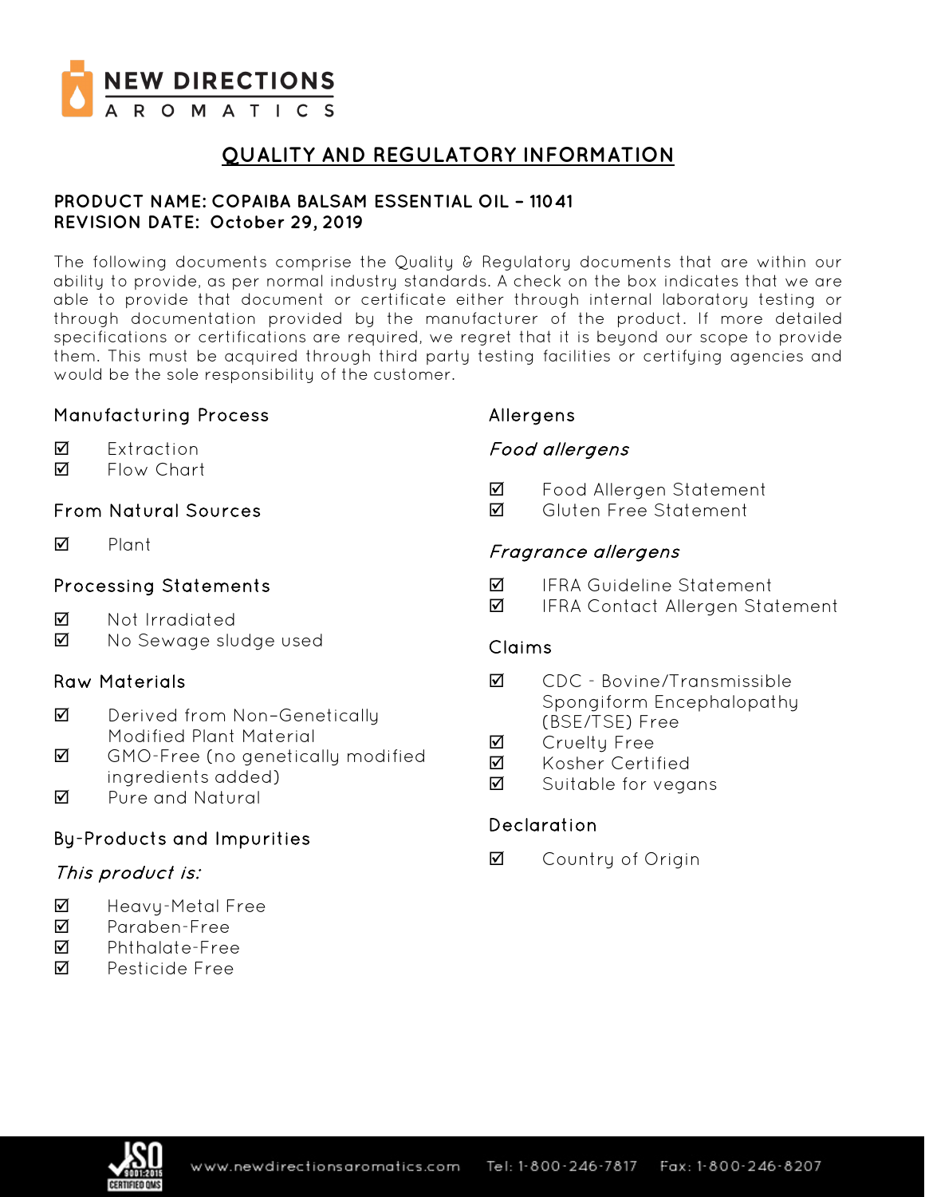# NEW DIRECTIONS AROMATICS

## QUALITY AND REGULATORY INFORMATION

**PRODUCT NAME: COPAIBA BALSAM ESSENTIAL OIL – 11041**
**REVISION DATE: October 29, 2019**

The following documents comprise the Quality & Regulatory documents that are within our ability to provide, as per normal industry standards. A check on the box indicates that we are able to provide that document or certificate either through internal laboratory testing or through documentation provided by the manufacturer of the product. If more detailed specifications or certifications are required, we regret that it is beyond our scope to provide them. This must be acquired through third party testing facilities or certifying agencies and would be the sole responsibility of the customer.

### Manufacturing Process

- ☑ Extraction
- ☑ Flow Chart

### From Natural Sources

- ☑ Plant

### Processing Statements

- ☑ Not Irradiated
- ☑ No Sewage sludge used

### Raw Materials

- ☑ Derived from Non–Genetically Modified Plant Material
- ☑ GMO-Free (no genetically modified ingredients added)
- ☑ Pure and Natural

### By-Products and Impurities

*This product is:*

- ☑ Heavy-Metal Free
- ☑ Paraben-Free
- ☑ Phthalate-Free
- ☑ Pesticide Free

### Allergens

*Food allergens*

- ☑ Food Allergen Statement
- ☑ Gluten Free Statement

*Fragrance allergens*

- ☑ IFRA Guideline Statement
- ☑ IFRA Contact Allergen Statement

### Claims

- ☑ CDC - Bovine/Transmissible Spongiform Encephalopathy (BSE/TSE) Free
- ☑ Cruelty Free
- ☑ Kosher Certified
- ☑ Suitable for vegans

### Declaration

- ☑ Country of Origin

ISO 9001:2015 CERTIFIED QMS www.newdirectionsaromatics.com Tel: 1-800-246-7817 Fax: 1-800-246-8207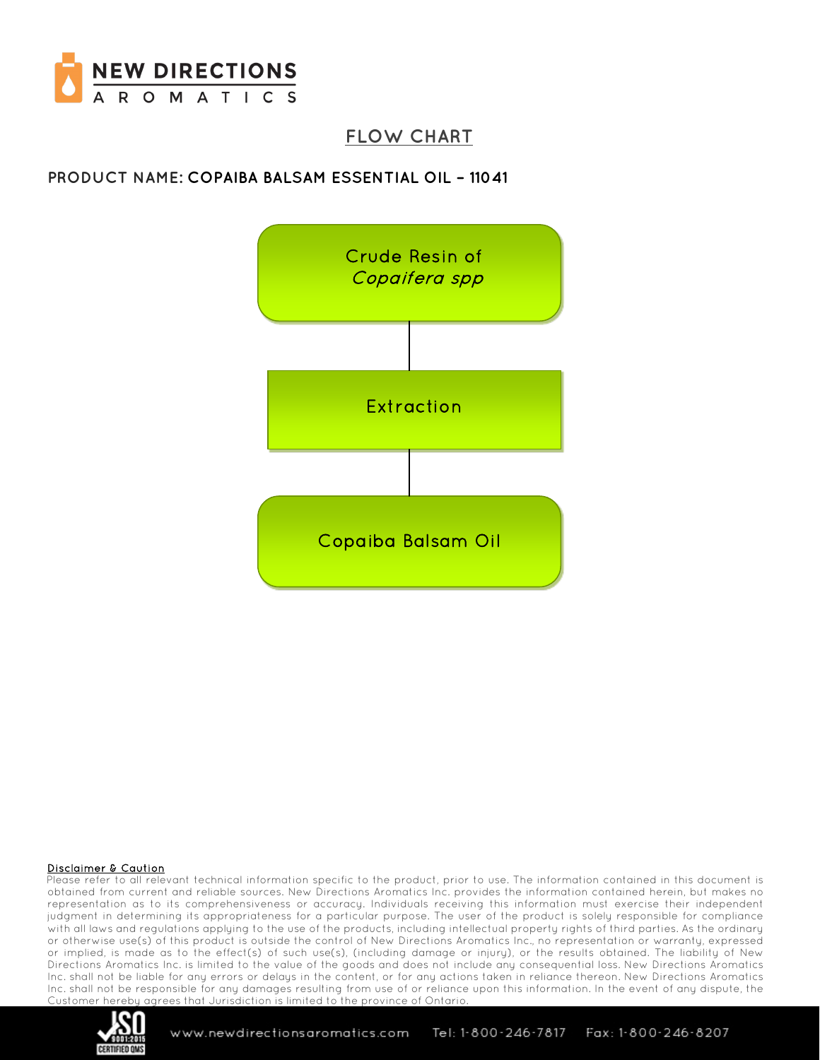# FLOW CHART

**PRODUCT NAME: COPAIBA BALSAM ESSENTIAL OIL – 11041**

Crude Resin of *Copaifera spp*

↓

Extraction

↓

Copaiba Balsam Oil

**Disclaimer & Caution**

Please refer to all relevant technical information specific to the product, prior to use. The information contained in this document is obtained from current and reliable sources. New Directions Aromatics Inc. provides the information contained herein, but makes no representation as to its comprehensiveness or accuracy. Individuals receiving this information must exercise their independent judgment in determining its appropriateness for a particular purpose. The user of the product is solely responsible for compliance with all laws and regulations applying to the use of the products, including intellectual property rights of third parties. As the ordinary or otherwise use(s) of this product is outside the control of New Directions Aromatics Inc., no representation or warranty, expressed or implied, is made as to the effect(s) of such use(s), (including damage or injury), or the results obtained. The liability of New Directions Aromatics Inc. is limited to the value of the goods and does not include any consequential loss. New Directions Aromatics Inc. shall not be liable for any errors or delays in the content, or for any actions taken in reliance thereon. New Directions Aromatics Inc. shall not be responsible for any damages resulting from use of or reliance upon this information. In the event of any dispute, the Customer hereby agrees that Jurisdiction is limited to the province of Ontario.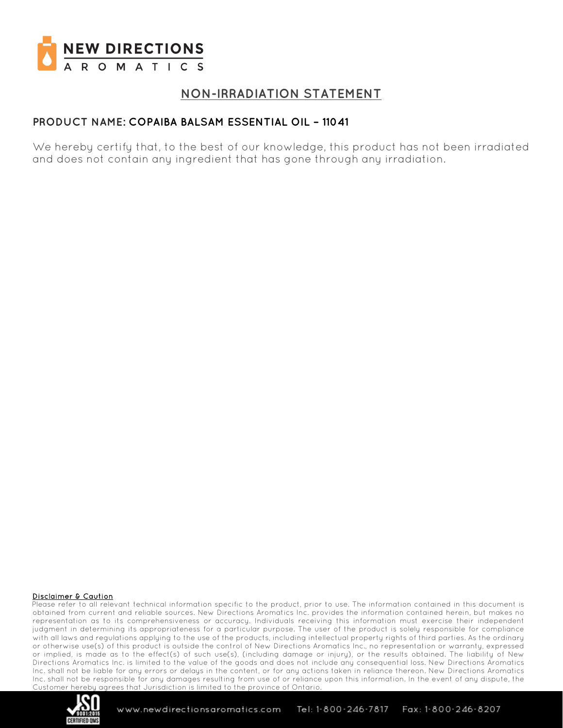# NON-IRRADIATION STATEMENT

**PRODUCT NAME: COPAIBA BALSAM ESSENTIAL OIL – 11041**

We hereby certify that, to the best of our knowledge, this product has not been irradiated and does not contain any ingredient that has gone through any irradiation.

**Disclaimer & Caution**

Please refer to all relevant technical information specific to the product, prior to use. The information contained in this document is obtained from current and reliable sources. New Directions Aromatics Inc. provides the information contained herein, but makes no representation as to its comprehensiveness or accuracy. Individuals receiving this information must exercise their independent judgment in determining its appropriateness for a particular purpose. The user of the product is solely responsible for compliance with all laws and regulations applying to the use of the products, including intellectual property rights of third parties. As the ordinary or otherwise use(s) of this product is outside the control of New Directions Aromatics Inc., no representation or warranty, expressed or implied, is made as to the effect(s) of such use(s), (including damage or injury), or the results obtained. The liability of New Directions Aromatics Inc. is limited to the value of the goods and does not include any consequential loss. New Directions Aromatics Inc. shall not be liable for any errors or delays in the content, or for any actions taken in reliance thereon. New Directions Aromatics Inc. shall not be responsible for any damages resulting from use of or reliance upon this information. In the event of any dispute, the Customer hereby agrees that Jurisdiction is limited to the province of Ontario.

www.newdirectionsaromatics.com Tel: 1-800-246-7817 Fax: 1-800-246-8207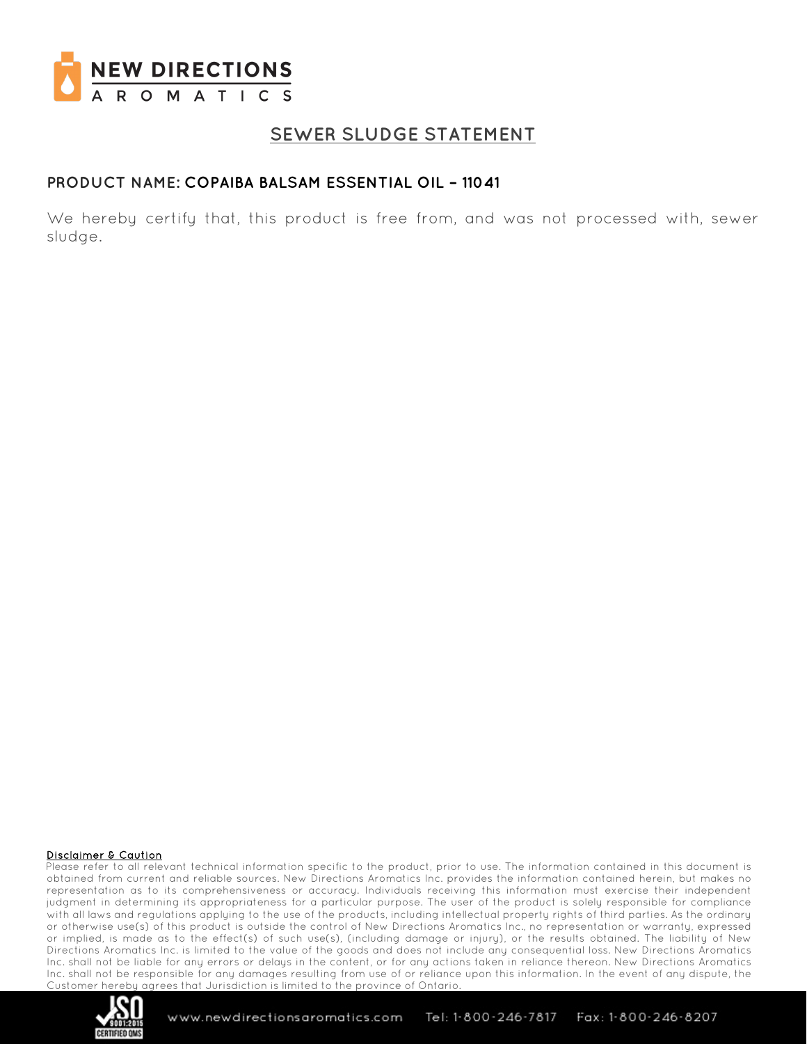# SEWER SLUDGE STATEMENT

**PRODUCT NAME: COPAIBA BALSAM ESSENTIAL OIL – 11041**

We hereby certify that, this product is free from, and was not processed with, sewer sludge.

**Disclaimer & Caution**

Please refer to all relevant technical information specific to the product, prior to use. The information contained in this document is obtained from current and reliable sources. New Directions Aromatics Inc. provides the information contained herein, but makes no representation as to its comprehensiveness or accuracy. Individuals receiving this information must exercise their independent judgment in determining its appropriateness for a particular purpose. The user of the product is solely responsible for compliance with all laws and regulations applying to the use of the products, including intellectual property rights of third parties. As the ordinary or otherwise use(s) of this product is outside the control of New Directions Aromatics Inc., no representation or warranty, expressed or implied, is made as to the effect(s) of such use(s), (including damage or injury), or the results obtained. The liability of New Directions Aromatics Inc. is limited to the value of the goods and does not include any consequential loss. New Directions Aromatics Inc. shall not be liable for any errors or delays in the content, or for any actions taken in reliance thereon. New Directions Aromatics Inc. shall not be responsible for any damages resulting from use of or reliance upon this information. In the event of any dispute, the Customer hereby agrees that Jurisdiction is limited to the province of Ontario.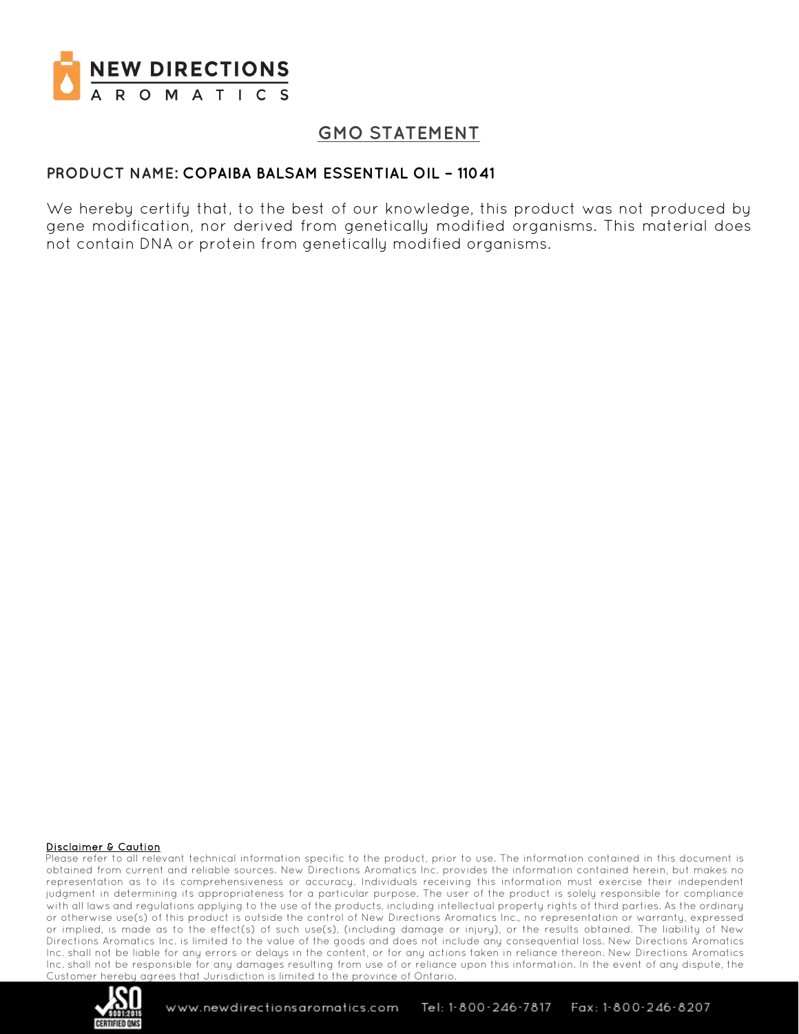# GMO STATEMENT

**PRODUCT NAME: COPAIBA BALSAM ESSENTIAL OIL – 11041**

We hereby certify that, to the best of our knowledge, this product was not produced by gene modification, nor derived from genetically modified organisms. This material does not contain DNA or protein from genetically modified organisms.

**Disclaimer & Caution**

Please refer to all relevant technical information specific to the product, prior to use. The information contained in this document is obtained from current and reliable sources. New Directions Aromatics Inc. provides the information contained herein, but makes no representation as to its comprehensiveness or accuracy. Individuals receiving this information must exercise their independent judgment in determining its appropriateness for a particular purpose. The user of the product is solely responsible for compliance with all laws and regulations applying to the use of the products, including intellectual property rights of third parties. As the ordinary or otherwise use(s) of this product is outside the control of New Directions Aromatics Inc., no representation or warranty, expressed or implied, is made as to the effect(s) of such use(s), (including damage or injury), or the results obtained. The liability of New Directions Aromatics Inc. is limited to the value of the goods and does not include any consequential loss. New Directions Aromatics Inc. shall not be liable for any errors or delays in the content, or for any actions taken in reliance thereon. New Directions Aromatics Inc. shall not be responsible for any damages resulting from use of or reliance upon this information. In the event of any dispute, the Customer hereby agrees that Jurisdiction is limited to the province of Ontario.

www.newdirectionsaromatics.com Tel: 1-800-246-7817 Fax: 1-800-246-8207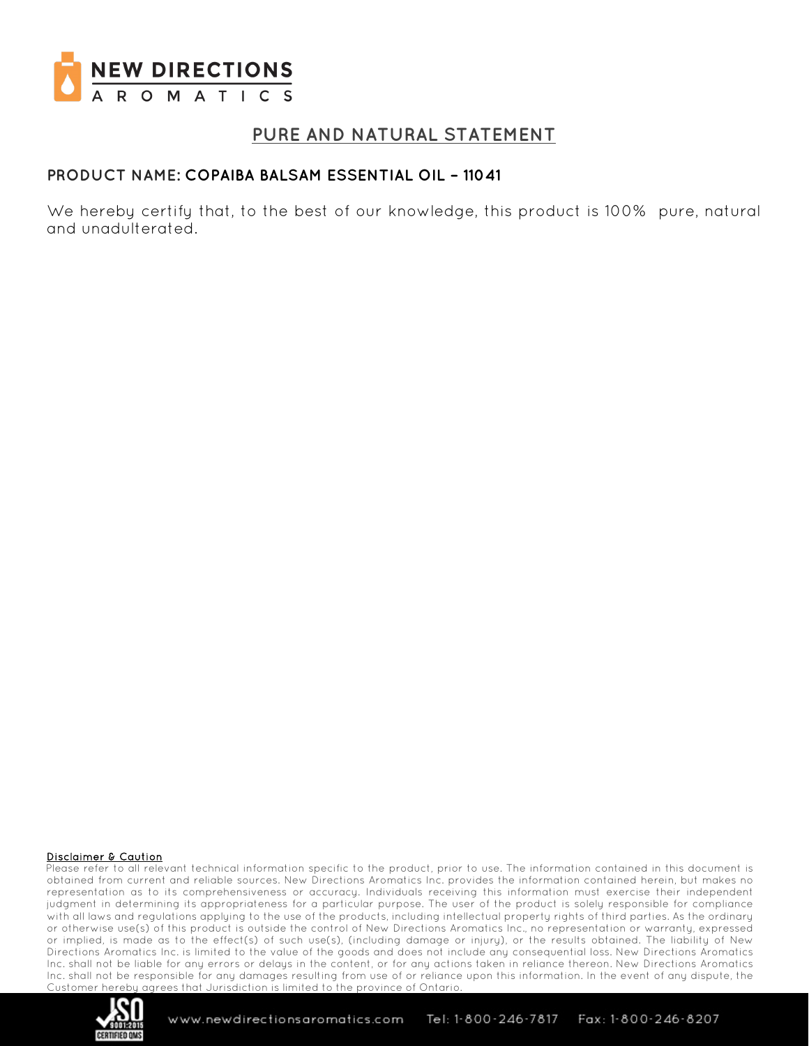# PURE AND NATURAL STATEMENT

**PRODUCT NAME: COPAIBA BALSAM ESSENTIAL OIL – 11041**

We hereby certify that, to the best of our knowledge, this product is 100% pure, natural and unadulterated.

**Disclaimer & Caution**

Please refer to all relevant technical information specific to the product, prior to use. The information contained in this document is obtained from current and reliable sources. New Directions Aromatics Inc. provides the information contained herein, but makes no representation as to its comprehensiveness or accuracy. Individuals receiving this information must exercise their independent judgment in determining its appropriateness for a particular purpose. The user of the product is solely responsible for compliance with all laws and regulations applying to the use of the products, including intellectual property rights of third parties. As the ordinary or otherwise use(s) of this product is outside the control of New Directions Aromatics Inc., no representation or warranty, expressed or implied, is made as to the effect(s) of such use(s), (including damage or injury), or the results obtained. The liability of New Directions Aromatics Inc. is limited to the value of the goods and does not include any consequential loss. New Directions Aromatics Inc. shall not be liable for any errors or delays in the content, or for any actions taken in reliance thereon. New Directions Aromatics Inc. shall not be responsible for any damages resulting from use of or reliance upon this information. In the event of any dispute, the Customer hereby agrees that Jurisdiction is limited to the province of Ontario.

www.newdirectionsaromatics.com Tel: 1-800-246-7817 Fax: 1-800-246-8207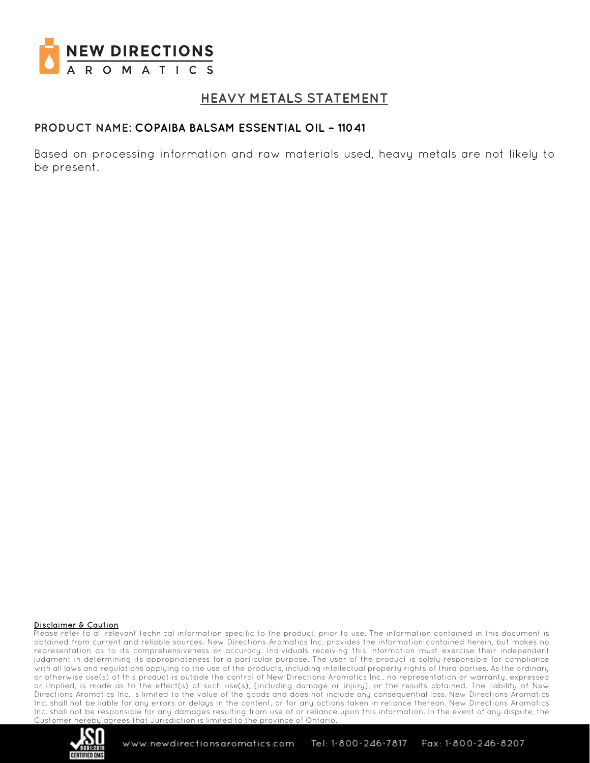# HEAVY METALS STATEMENT

**PRODUCT NAME: COPAIBA BALSAM ESSENTIAL OIL – 11041**

Based on processing information and raw materials used, heavy metals are not likely to be present.

**Disclaimer & Caution**

Please refer to all relevant technical information specific to the product, prior to use. The information contained in this document is obtained from current and reliable sources. New Directions Aromatics Inc. provides the information contained herein, but makes no representation as to its comprehensiveness or accuracy. Individuals receiving this information must exercise their independent judgment in determining its appropriateness for a particular purpose. The user of the product is solely responsible for compliance with all laws and regulations applying to the use of the products, including intellectual property rights of third parties. As the ordinary or otherwise use(s) of this product is outside the control of New Directions Aromatics Inc., no representation or warranty, expressed or implied, is made as to the effect(s) of such use(s), (including damage or injury), or the results obtained. The liability of New Directions Aromatics Inc. is limited to the value of the goods and does not include any consequential loss. New Directions Aromatics Inc. shall not be liable for any errors or delays in the content, or for any actions taken in reliance thereon. New Directions Aromatics Inc. shall not be responsible for any damages resulting from use of or reliance upon this information. In the event of any dispute, the Customer hereby agrees that Jurisdiction is limited to the province of Ontario.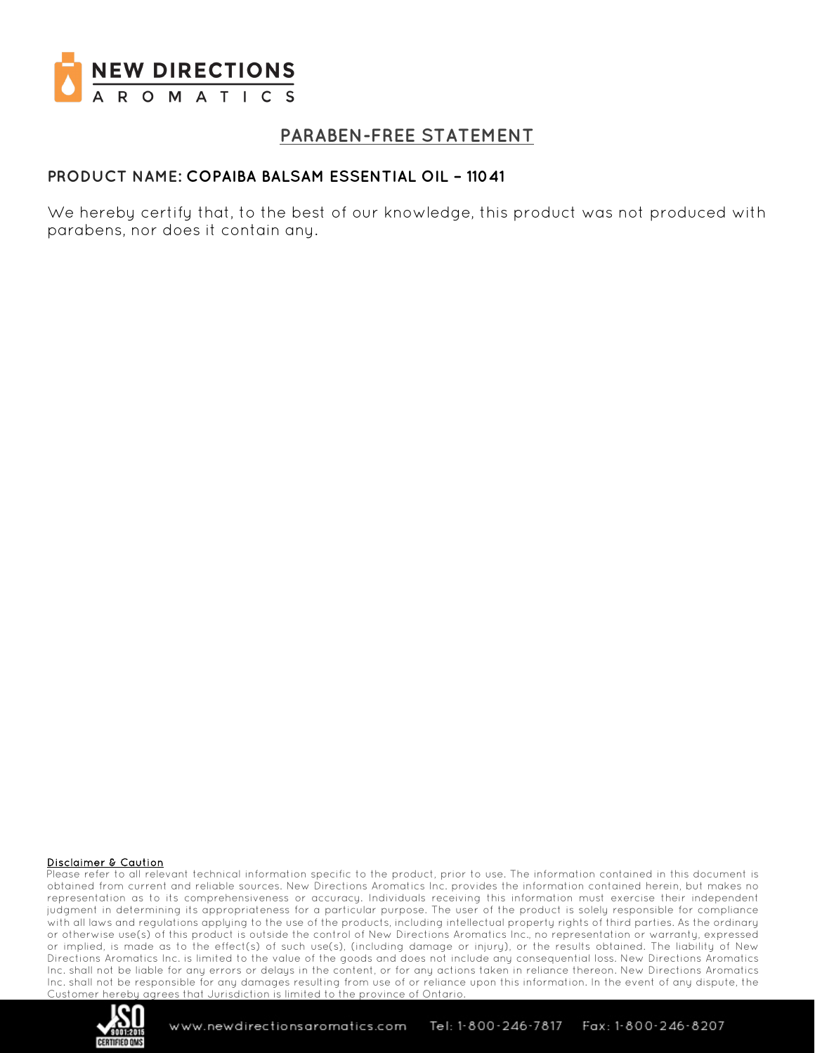# PARABEN-FREE STATEMENT

**PRODUCT NAME: COPAIBA BALSAM ESSENTIAL OIL – 11041**

We hereby certify that, to the best of our knowledge, this product was not produced with parabens, nor does it contain any.

**Disclaimer & Caution**

Please refer to all relevant technical information specific to the product, prior to use. The information contained in this document is obtained from current and reliable sources. New Directions Aromatics Inc. provides the information contained herein, but makes no representation as to its comprehensiveness or accuracy. Individuals receiving this information must exercise their independent judgment in determining its appropriateness for a particular purpose. The user of the product is solely responsible for compliance with all laws and regulations applying to the use of the products, including intellectual property rights of third parties. As the ordinary or otherwise use(s) of this product is outside the control of New Directions Aromatics Inc., no representation or warranty, expressed or implied, is made as to the effect(s) of such use(s), (including damage or injury), or the results obtained. The liability of New Directions Aromatics Inc. is limited to the value of the goods and does not include any consequential loss. New Directions Aromatics Inc. shall not be liable for any errors or delays in the content, or for any actions taken in reliance thereon. New Directions Aromatics Inc. shall not be responsible for any damages resulting from use of or reliance upon this information. In the event of any dispute, the Customer hereby agrees that Jurisdiction is limited to the province of Ontario.

www.newdirectionsaromatics.com Tel: 1-800-246-7817 Fax: 1-800-246-8207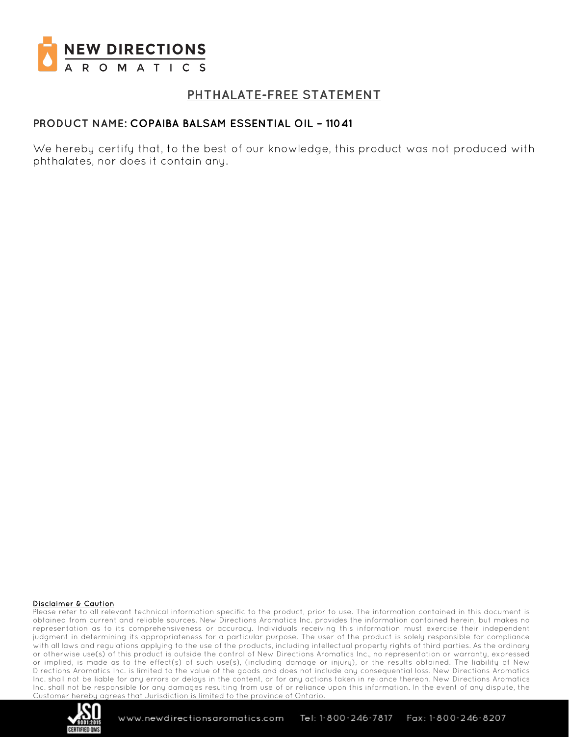# PHTHALATE-FREE STATEMENT

**PRODUCT NAME: COPAIBA BALSAM ESSENTIAL OIL – 11041**

We hereby certify that, to the best of our knowledge, this product was not produced with phthalates, nor does it contain any.

**Disclaimer & Caution**

Please refer to all relevant technical information specific to the product, prior to use. The information contained in this document is obtained from current and reliable sources. New Directions Aromatics Inc. provides the information contained herein, but makes no representation as to its comprehensiveness or accuracy. Individuals receiving this information must exercise their independent judgment in determining its appropriateness for a particular purpose. The user of the product is solely responsible for compliance with all laws and regulations applying to the use of the products, including intellectual property rights of third parties. As the ordinary or otherwise use(s) of this product is outside the control of New Directions Aromatics Inc., no representation or warranty, expressed or implied, is made as to the effect(s) of such use(s), (including damage or injury), or the results obtained. The liability of New Directions Aromatics Inc. is limited to the value of the goods and does not include any consequential loss. New Directions Aromatics Inc. shall not be liable for any errors or delays in the content, or for any actions taken in reliance thereon. New Directions Aromatics Inc. shall not be responsible for any damages resulting from use of or reliance upon this information. In the event of any dispute, the Customer hereby agrees that Jurisdiction is limited to the province of Ontario.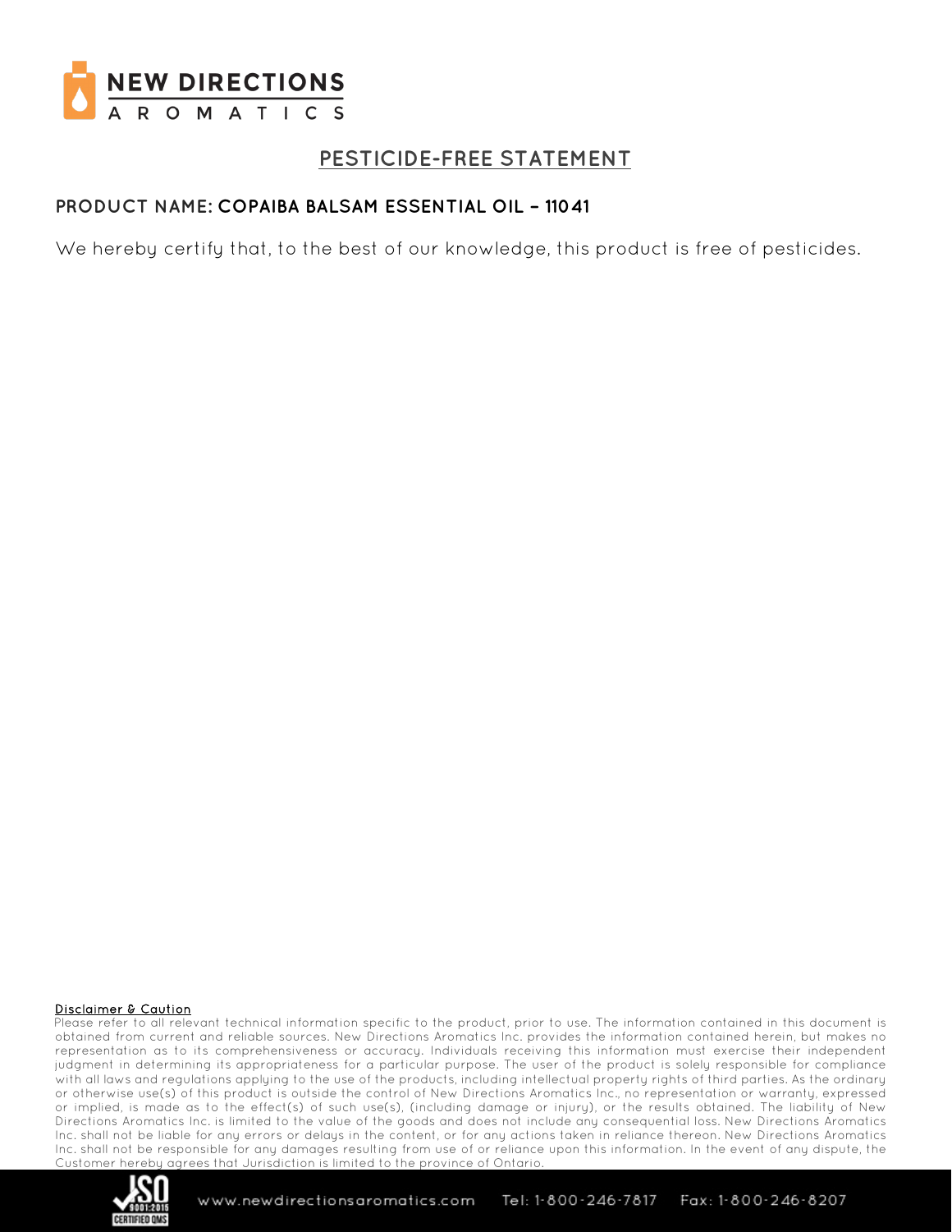# PESTICIDE-FREE STATEMENT

**PRODUCT NAME: COPAIBA BALSAM ESSENTIAL OIL – 11041**

We hereby certify that, to the best of our knowledge, this product is free of pesticides.

**Disclaimer & Caution**

Please refer to all relevant technical information specific to the product, prior to use. The information contained in this document is obtained from current and reliable sources. New Directions Aromatics Inc. provides the information contained herein, but makes no representation as to its comprehensiveness or accuracy. Individuals receiving this information must exercise their independent judgment in determining its appropriateness for a particular purpose. The user of the product is solely responsible for compliance with all laws and regulations applying to the use of the products, including intellectual property rights of third parties. As the ordinary or otherwise use(s) of this product is outside the control of New Directions Aromatics Inc., no representation or warranty, expressed or implied, is made as to the effect(s) of such use(s), (including damage or injury), or the results obtained. The liability of New Directions Aromatics Inc. is limited to the value of the goods and does not include any consequential loss. New Directions Aromatics Inc. shall not be liable for any errors or delays in the content, or for any actions taken in reliance thereon. New Directions Aromatics Inc. shall not be responsible for any damages resulting from use of or reliance upon this information. In the event of any dispute, the Customer hereby agrees that Jurisdiction is limited to the province of Ontario.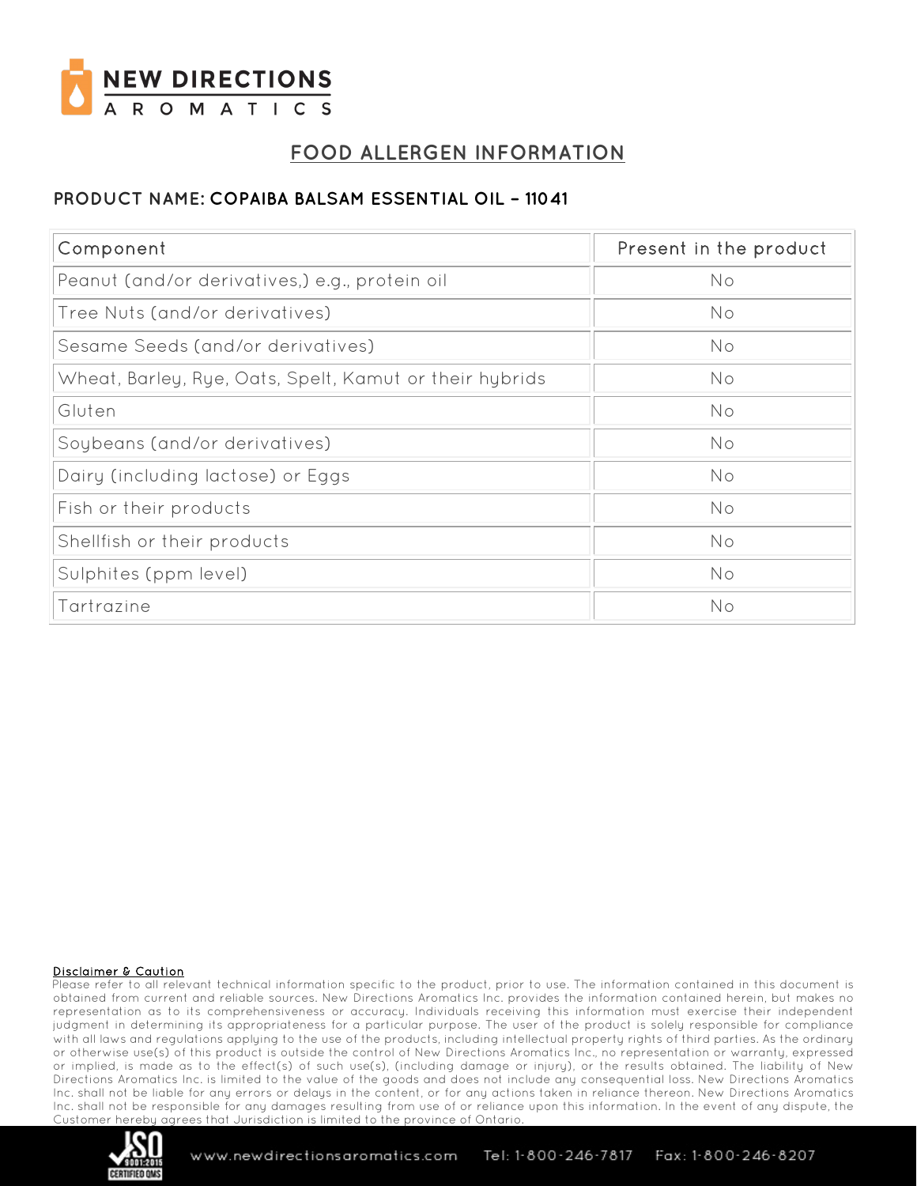# FOOD ALLERGEN INFORMATION

**PRODUCT NAME: COPAIBA BALSAM ESSENTIAL OIL – 11041**

| Component | Present in the product |
| --- | --- |
| Peanut (and/or derivatives,) e.g., protein oil | No |
| Tree Nuts (and/or derivatives) | No |
| Sesame Seeds (and/or derivatives) | No |
| Wheat, Barley, Rye, Oats, Spelt, Kamut or their hybrids | No |
| Gluten | No |
| Soybeans (and/or derivatives) | No |
| Dairy (including lactose) or Eggs | No |
| Fish or their products | No |
| Shellfish or their products | No |
| Sulphites (ppm level) | No |
| Tartrazine | No |

**Disclaimer & Caution**

Please refer to all relevant technical information specific to the product, prior to use. The information contained in this document is obtained from current and reliable sources. New Directions Aromatics Inc. provides the information contained herein, but makes no representation as to its comprehensiveness or accuracy. Individuals receiving this information must exercise their independent judgment in determining its appropriateness for a particular purpose. The user of the product is solely responsible for compliance with all laws and regulations applying to the use of the products, including intellectual property rights of third parties. As the ordinary or otherwise use(s) of this product is outside the control of New Directions Aromatics Inc., no representation or warranty, expressed or implied, is made as to the effect(s) of such use(s), (including damage or injury), or the results obtained. The liability of New Directions Aromatics Inc. is limited to the value of the goods and does not include any consequential loss. New Directions Aromatics Inc. shall not be liable for any errors or delays in the content, or for any actions taken in reliance thereon. New Directions Aromatics Inc. shall not be responsible for any damages resulting from use of or reliance upon this information. In the event of any dispute, the Customer hereby agrees that Jurisdiction is limited to the province of Ontario.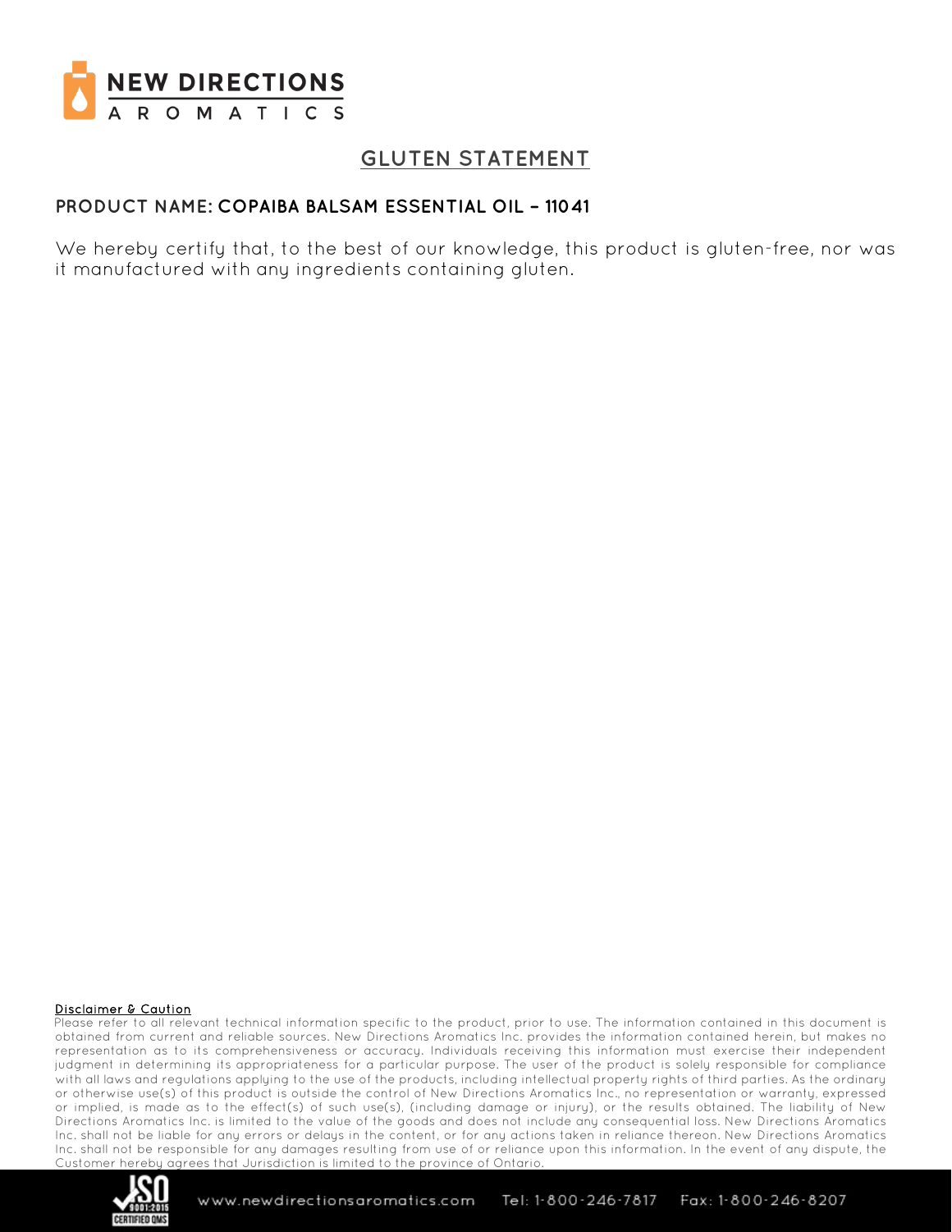# GLUTEN STATEMENT

**PRODUCT NAME: COPAIBA BALSAM ESSENTIAL OIL – 11041**

We hereby certify that, to the best of our knowledge, this product is gluten-free, nor was it manufactured with any ingredients containing gluten.

**Disclaimer & Caution**

Please refer to all relevant technical information specific to the product, prior to use. The information contained in this document is obtained from current and reliable sources. New Directions Aromatics Inc. provides the information contained herein, but makes no representation as to its comprehensiveness or accuracy. Individuals receiving this information must exercise their independent judgment in determining its appropriateness for a particular purpose. The user of the product is solely responsible for compliance with all laws and regulations applying to the use of the products, including intellectual property rights of third parties. As the ordinary or otherwise use(s) of this product is outside the control of New Directions Aromatics Inc., no representation or warranty, expressed or implied, is made as to the effect(s) of such use(s), (including damage or injury), or the results obtained. The liability of New Directions Aromatics Inc. is limited to the value of the goods and does not include any consequential loss. New Directions Aromatics Inc. shall not be liable for any errors or delays in the content, or for any actions taken in reliance thereon. New Directions Aromatics Inc. shall not be responsible for any damages resulting from use of or reliance upon this information. In the event of any dispute, the Customer hereby agrees that Jurisdiction is limited to the province of Ontario.

www.newdirectionsaromatics.com Tel: 1-800-246-7817 Fax: 1-800-246-8207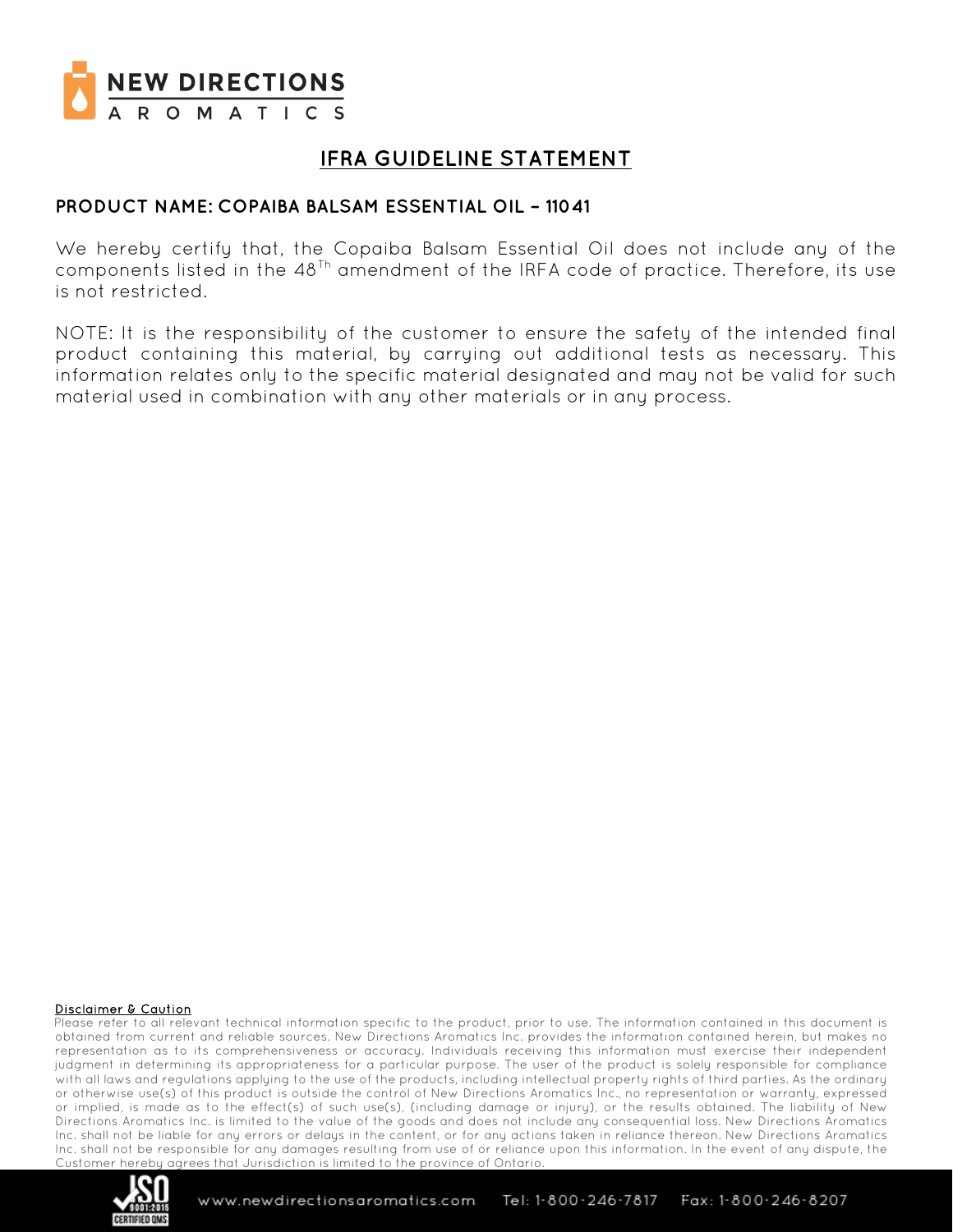NEW DIRECTIONS AROMATICS

# IFRA GUIDELINE STATEMENT

**PRODUCT NAME: COPAIBA BALSAM ESSENTIAL OIL – 11041**

We hereby certify that, the Copaiba Balsam Essential Oil does not include any of the components listed in the 48$^{Th}$ amendment of the IRFA code of practice. Therefore, its use is not restricted.

NOTE: It is the responsibility of the customer to ensure the safety of the intended final product containing this material, by carrying out additional tests as necessary. This information relates only to the specific material designated and may not be valid for such material used in combination with any other materials or in any process.

**Disclaimer & Caution**

Please refer to all relevant technical information specific to the product, prior to use. The information contained in this document is obtained from current and reliable sources. New Directions Aromatics Inc. provides the information contained herein, but makes no representation as to its comprehensiveness or accuracy. Individuals receiving this information must exercise their independent judgment in determining its appropriateness for a particular purpose. The user of the product is solely responsible for compliance with all laws and regulations applying to the use of the products, including intellectual property rights of third parties. As the ordinary or otherwise use(s) of this product is outside the control of New Directions Aromatics Inc., no representation or warranty, expressed or implied, is made as to the effect(s) of such use(s), (including damage or injury), or the results obtained. The liability of New Directions Aromatics Inc. is limited to the value of the goods and does not include any consequential loss. New Directions Aromatics Inc. shall not be liable for any errors or delays in the content, or for any actions taken in reliance thereon. New Directions Aromatics Inc. shall not be responsible for any damages resulting from use of or reliance upon this information. In the event of any dispute, the Customer hereby agrees that Jurisdiction is limited to the province of Ontario.

www.newdirectionsaromatics.com Tel: 1-800-246-7817 Fax: 1-800-246-8207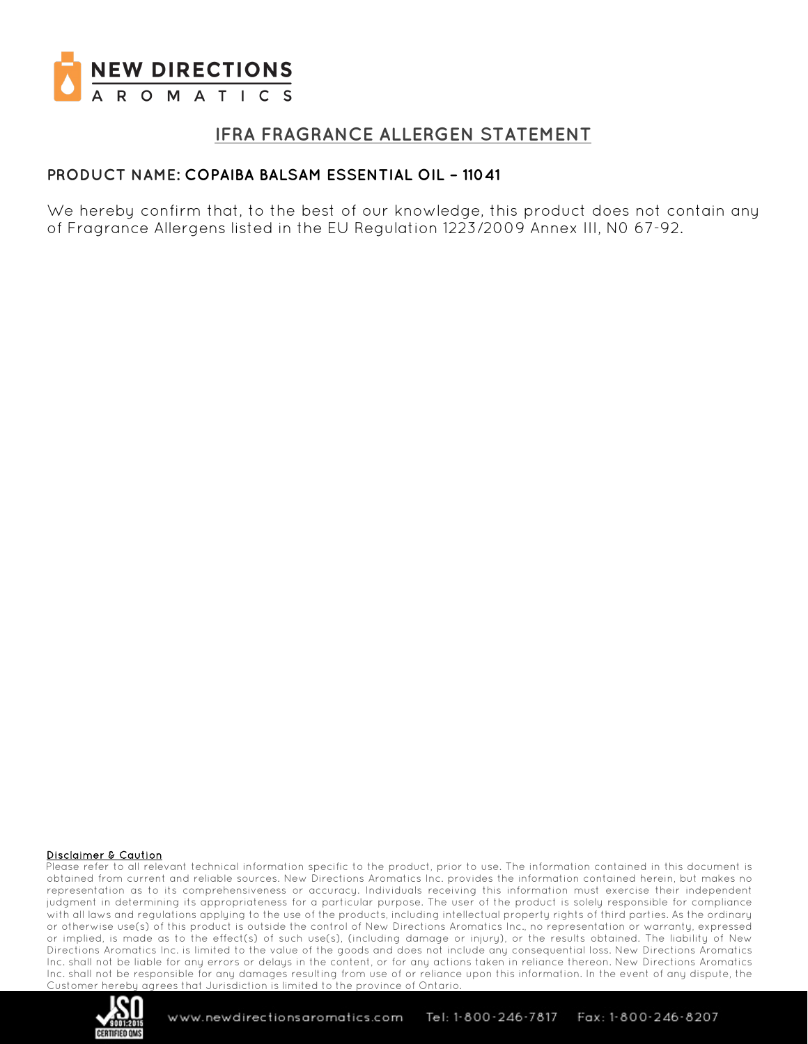# IFRA FRAGRANCE ALLERGEN STATEMENT

**PRODUCT NAME: COPAIBA BALSAM ESSENTIAL OIL – 11041**

We hereby confirm that, to the best of our knowledge, this product does not contain any of Fragrance Allergens listed in the EU Regulation 1223/2009 Annex III, N0 67-92.

**Disclaimer & Caution**

Please refer to all relevant technical information specific to the product, prior to use. The information contained in this document is obtained from current and reliable sources. New Directions Aromatics Inc. provides the information contained herein, but makes no representation as to its comprehensiveness or accuracy. Individuals receiving this information must exercise their independent judgment in determining its appropriateness for a particular purpose. The user of the product is solely responsible for compliance with all laws and regulations applying to the use of the products, including intellectual property rights of third parties. As the ordinary or otherwise use(s) of this product is outside the control of New Directions Aromatics Inc., no representation or warranty, expressed or implied, is made as to the effect(s) of such use(s), (including damage or injury), or the results obtained. The liability of New Directions Aromatics Inc. is limited to the value of the goods and does not include any consequential loss. New Directions Aromatics Inc. shall not be liable for any errors or delays in the content, or for any actions taken in reliance thereon. New Directions Aromatics Inc. shall not be responsible for any damages resulting from use of or reliance upon this information. In the event of any dispute, the Customer hereby agrees that Jurisdiction is limited to the province of Ontario.

www.newdirectionsaromatics.com Tel: 1-800-246-7817 Fax: 1-800-246-8207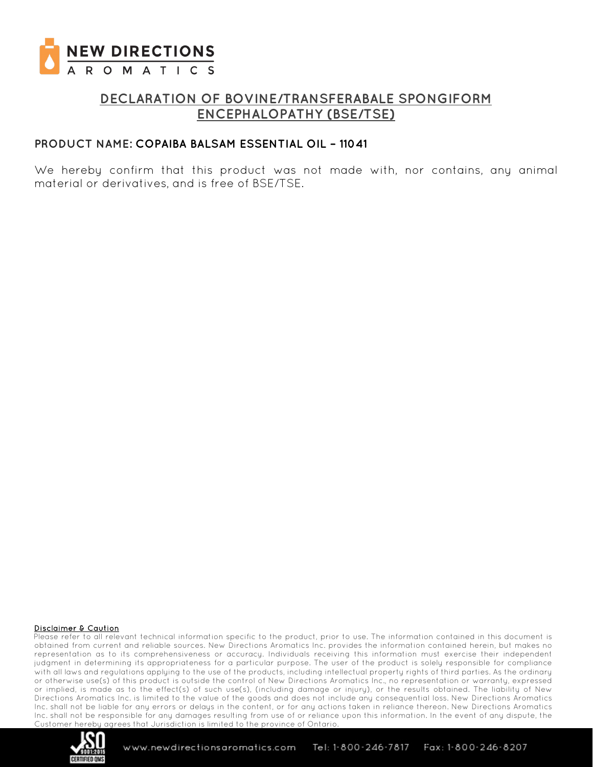# DECLARATION OF BOVINE/TRANSFERABALE SPONGIFORM ENCEPHALOPATHY (BSE/TSE)

**PRODUCT NAME: COPAIBA BALSAM ESSENTIAL OIL – 11041**

We hereby confirm that this product was not made with, nor contains, any animal material or derivatives, and is free of BSE/TSE.

**Disclaimer & Caution**

Please refer to all relevant technical information specific to the product, prior to use. The information contained in this document is obtained from current and reliable sources. New Directions Aromatics Inc. provides the information contained herein, but makes no representation as to its comprehensiveness or accuracy. Individuals receiving this information must exercise their independent judgment in determining its appropriateness for a particular purpose. The user of the product is solely responsible for compliance with all laws and regulations applying to the use of the products, including intellectual property rights of third parties. As the ordinary or otherwise use(s) of this product is outside the control of New Directions Aromatics Inc., no representation or warranty, expressed or implied, is made as to the effect(s) of such use(s), (including damage or injury), or the results obtained. The liability of New Directions Aromatics Inc. is limited to the value of the goods and does not include any consequential loss. New Directions Aromatics Inc. shall not be liable for any errors or delays in the content, or for any actions taken in reliance thereon. New Directions Aromatics Inc. shall not be responsible for any damages resulting from use of or reliance upon this information. In the event of any dispute, the Customer hereby agrees that Jurisdiction is limited to the province of Ontario.

www.newdirectionsaromatics.com Tel: 1-800-246-7817 Fax: 1-800-246-8207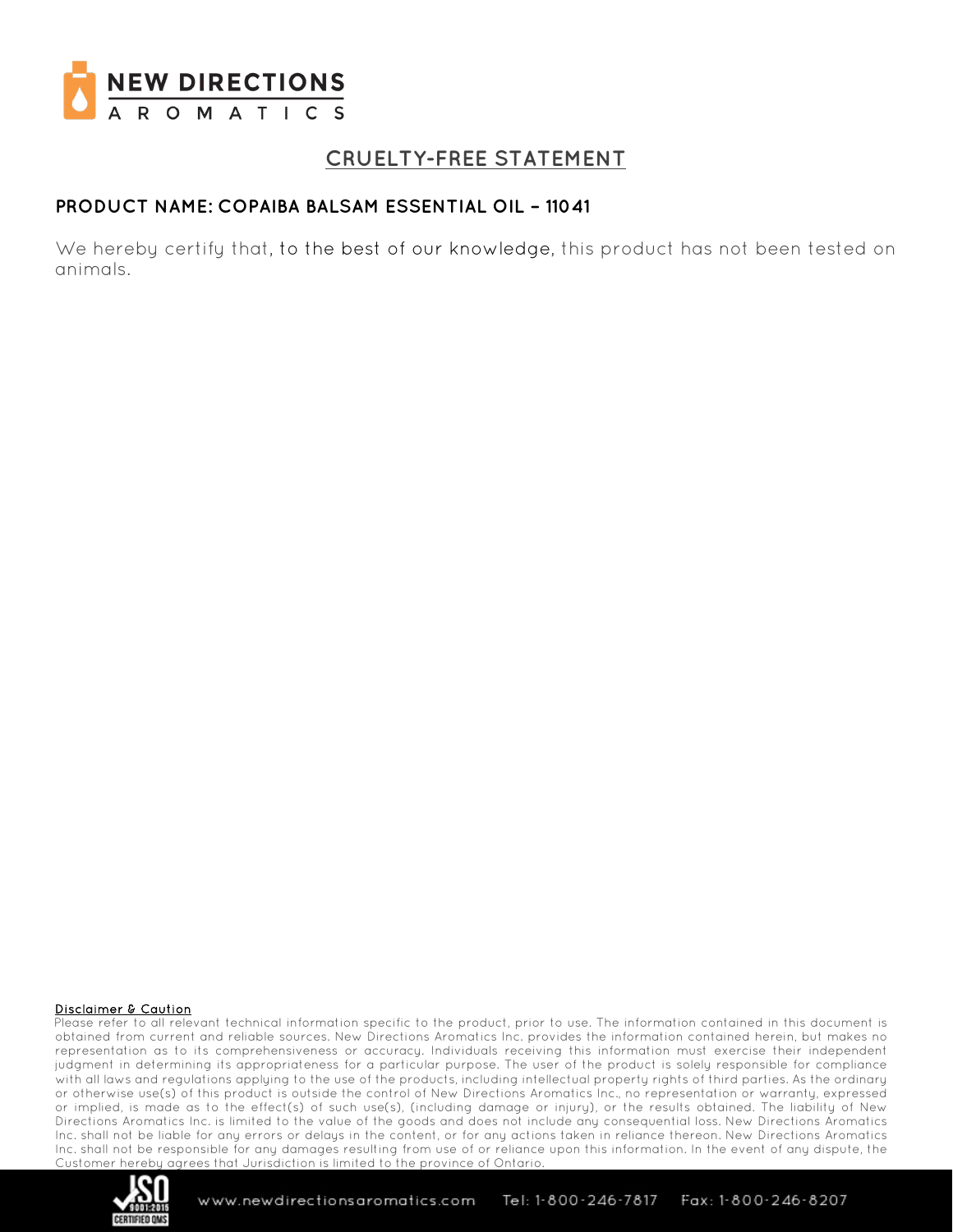# CRUELTY-FREE STATEMENT

## PRODUCT NAME: COPAIBA BALSAM ESSENTIAL OIL – 11041

We hereby certify that, to the best of our knowledge, this product has not been tested on animals.

**Disclaimer & Caution**

Please refer to all relevant technical information specific to the product, prior to use. The information contained in this document is obtained from current and reliable sources. New Directions Aromatics Inc. provides the information contained herein, but makes no representation as to its comprehensiveness or accuracy. Individuals receiving this information must exercise their independent judgment in determining its appropriateness for a particular purpose. The user of the product is solely responsible for compliance with all laws and regulations applying to the use of the products, including intellectual property rights of third parties. As the ordinary or otherwise use(s) of this product is outside the control of New Directions Aromatics Inc., no representation or warranty, expressed or implied, is made as to the effect(s) of such use(s), (including damage or injury), or the results obtained. The liability of New Directions Aromatics Inc. is limited to the value of the goods and does not include any consequential loss. New Directions Aromatics Inc. shall not be liable for any errors or delays in the content, or for any actions taken in reliance thereon. New Directions Aromatics Inc. shall not be responsible for any damages resulting from use of or reliance upon this information. In the event of any dispute, the Customer hereby agrees that Jurisdiction is limited to the province of Ontario.

www.newdirectionsaromatics.com Tel: 1-800-246-7817 Fax: 1-800-246-8207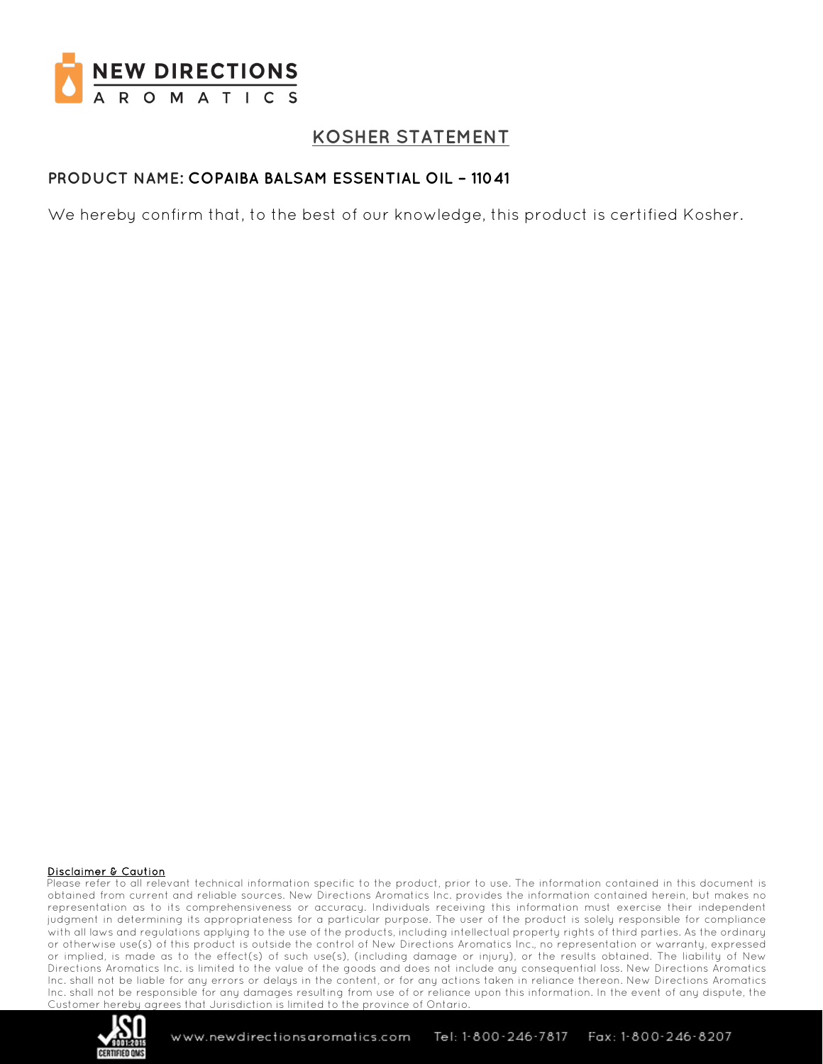## KOSHER STATEMENT

**PRODUCT NAME: COPAIBA BALSAM ESSENTIAL OIL – 11041**

We hereby confirm that, to the best of our knowledge, this product is certified Kosher.

**Disclaimer & Caution**

Please refer to all relevant technical information specific to the product, prior to use. The information contained in this document is obtained from current and reliable sources. New Directions Aromatics Inc. provides the information contained herein, but makes no representation as to its comprehensiveness or accuracy. Individuals receiving this information must exercise their independent judgment in determining its appropriateness for a particular purpose. The user of the product is solely responsible for compliance with all laws and regulations applying to the use of the products, including intellectual property rights of third parties. As the ordinary or otherwise use(s) of this product is outside the control of New Directions Aromatics Inc., no representation or warranty, expressed or implied, is made as to the effect(s) of such use(s), (including damage or injury), or the results obtained. The liability of New Directions Aromatics Inc. is limited to the value of the goods and does not include any consequential loss. New Directions Aromatics Inc. shall not be liable for any errors or delays in the content, or for any actions taken in reliance thereon. New Directions Aromatics Inc. shall not be responsible for any damages resulting from use of or reliance upon this information. In the event of any dispute, the Customer hereby agrees that Jurisdiction is limited to the province of Ontario.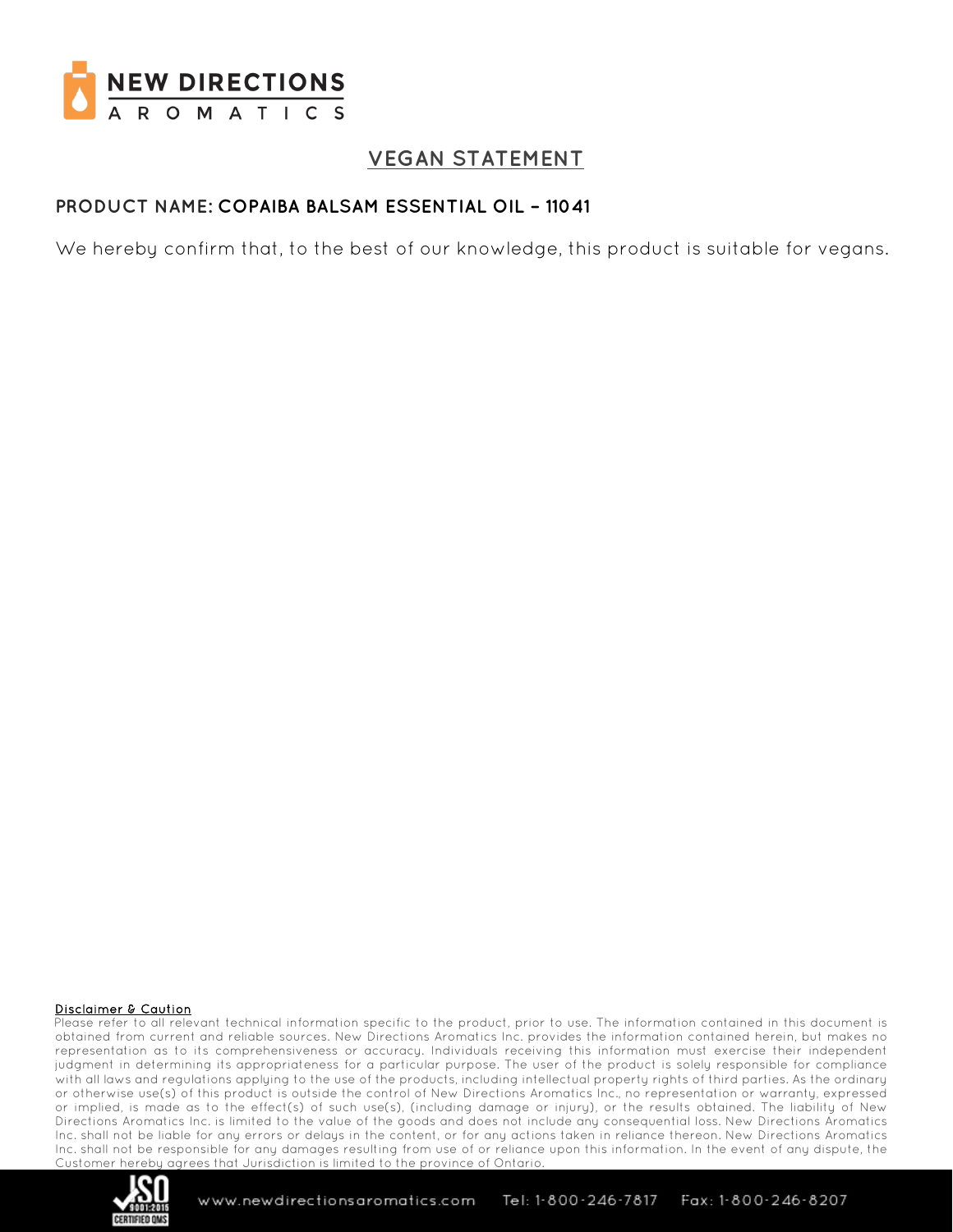# VEGAN STATEMENT

**PRODUCT NAME: COPAIBA BALSAM ESSENTIAL OIL – 11041**

We hereby confirm that, to the best of our knowledge, this product is suitable for vegans.

**Disclaimer & Caution**

Please refer to all relevant technical information specific to the product, prior to use. The information contained in this document is obtained from current and reliable sources. New Directions Aromatics Inc. provides the information contained herein, but makes no representation as to its comprehensiveness or accuracy. Individuals receiving this information must exercise their independent judgment in determining its appropriateness for a particular purpose. The user of the product is solely responsible for compliance with all laws and regulations applying to the use of the products, including intellectual property rights of third parties. As the ordinary or otherwise use(s) of this product is outside the control of New Directions Aromatics Inc., no representation or warranty, expressed or implied, is made as to the effect(s) of such use(s), (including damage or injury), or the results obtained. The liability of New Directions Aromatics Inc. is limited to the value of the goods and does not include any consequential loss. New Directions Aromatics Inc. shall not be liable for any errors or delays in the content, or for any actions taken in reliance thereon. New Directions Aromatics Inc. shall not be responsible for any damages resulting from use of or reliance upon this information. In the event of any dispute, the Customer hereby agrees that Jurisdiction is limited to the province of Ontario.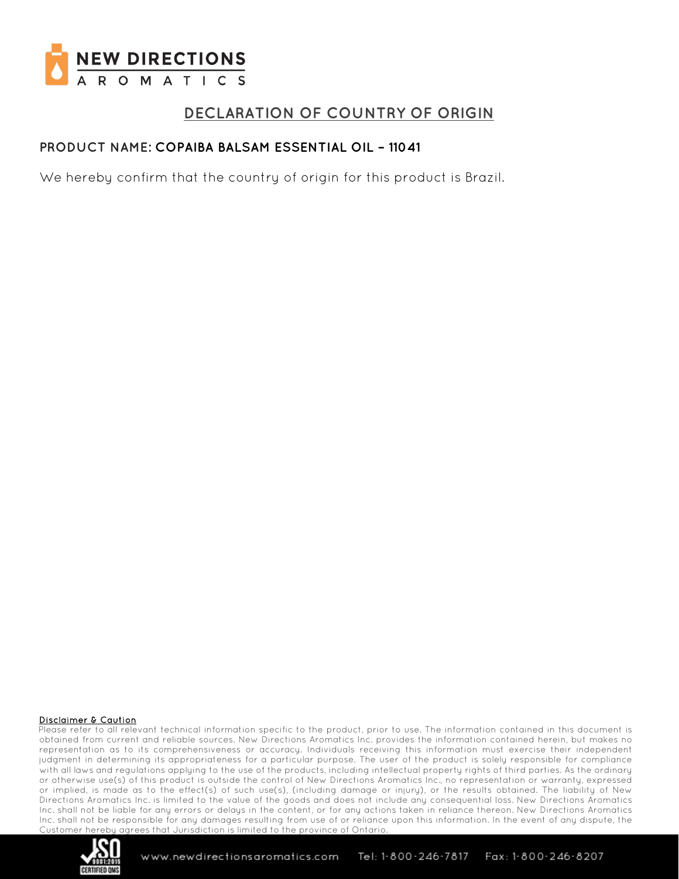# DECLARATION OF COUNTRY OF ORIGIN

**PRODUCT NAME: COPAIBA BALSAM ESSENTIAL OIL – 11041**

We hereby confirm that the country of origin for this product is Brazil.

**Disclaimer & Caution**

Please refer to all relevant technical information specific to the product, prior to use. The information contained in this document is obtained from current and reliable sources. New Directions Aromatics Inc. provides the information contained herein, but makes no representation as to its comprehensiveness or accuracy. Individuals receiving this information must exercise their independent judgment in determining its appropriateness for a particular purpose. The user of the product is solely responsible for compliance with all laws and regulations applying to the use of the products, including intellectual property rights of third parties. As the ordinary or otherwise use(s) of this product is outside the control of New Directions Aromatics Inc., no representation or warranty, expressed or implied, is made as to the effect(s) of such use(s), (including damage or injury), or the results obtained. The liability of New Directions Aromatics Inc. is limited to the value of the goods and does not include any consequential loss. New Directions Aromatics Inc. shall not be liable for any errors or delays in the content, or for any actions taken in reliance thereon. New Directions Aromatics Inc. shall not be responsible for any damages resulting from use of or reliance upon this information. In the event of any dispute, the Customer hereby agrees that Jurisdiction is limited to the province of Ontario.